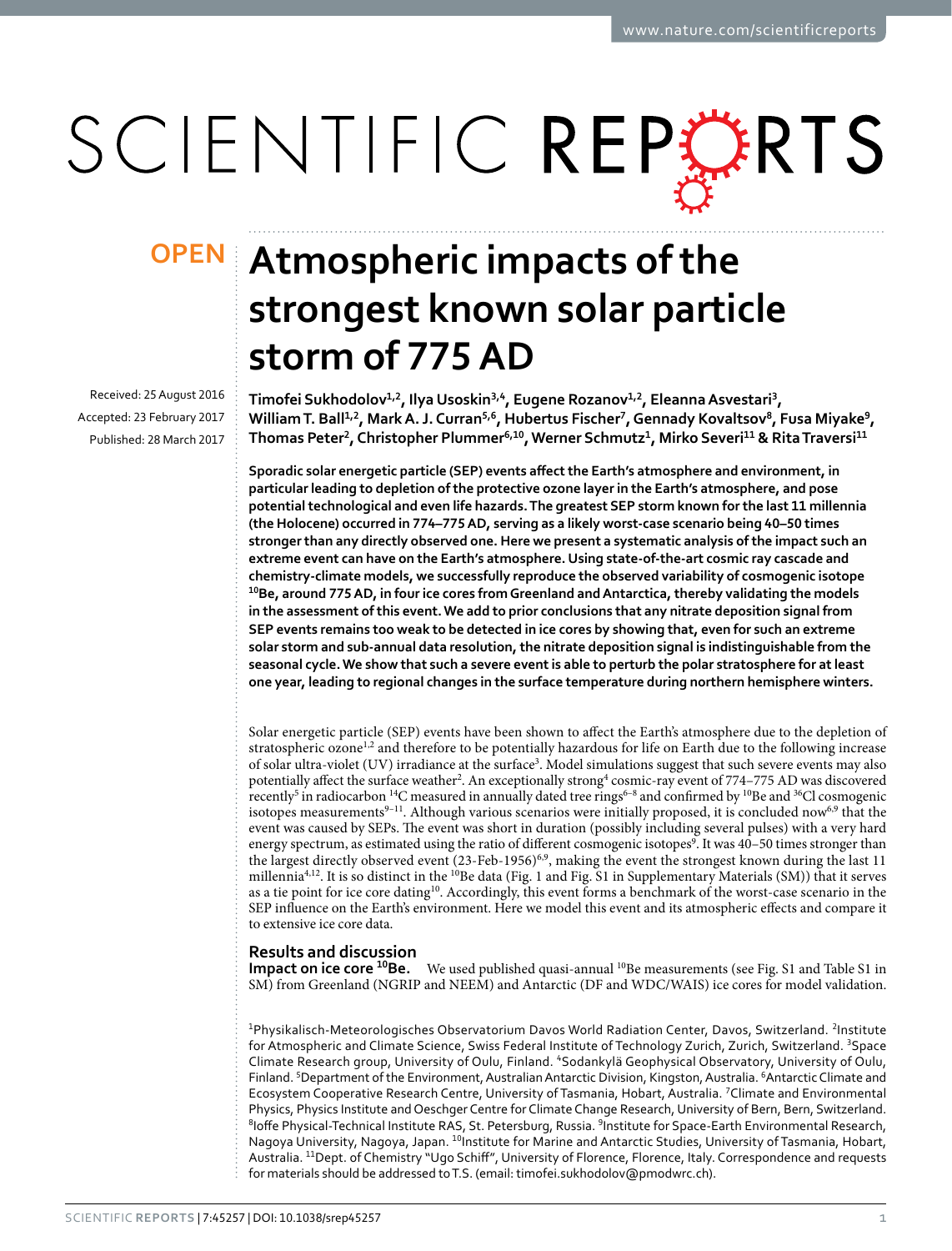OPEN

# Atmospheric impacts of the strongest known solar particle storm of 775 AD

Received: 25 August 2016

Accepted: 23 February 2017

Published: 28 March 2017

Timofei Sukhodolov[1,2], Ilya Usoskin[3,4], Eugene Rozanov[1,2], Eleanna Asvestari[3], William T. Ball[1,2], Mark A. J. Curran[5,6], Hubertus Fischer[7], Gennady Kovaltsov[8], Fusa Miyake[9], Thomas Peter[2], Christopher Plummer[6,10], Werner Schmutz[1], Mirko Severi[11] & Rita Traversi[11]

**Sporadic solar energetic particle (SEP) events affect the Earth's atmosphere and environment, in particular leading to depletion of the protective ozone layer in the Earth's atmosphere, and pose potential technological and even life hazards. The greatest SEP storm known for the last 11 millennia (the Holocene) occurred in 774–775 AD, serving as a likely worst-case scenario being 40–50 times stronger than any directly observed one. Here we present a systematic analysis of the impact such an extreme event can have on the Earth's atmosphere. Using state-of-the-art cosmic ray cascade and chemistry-climate models, we successfully reproduce the observed variability of cosmogenic isotope $^{10}$Be, around 775 AD, in four ice cores from Greenland and Antarctica, thereby validating the models in the assessment of this event. We add to prior conclusions that any nitrate deposition signal from SEP events remains too weak to be detected in ice cores by showing that, even for such an extreme solar storm and sub-annual data resolution, the nitrate deposition signal is indistinguishable from the seasonal cycle. We show that such a severe event is able to perturb the polar stratosphere for at least one year, leading to regional changes in the surface temperature during northern hemisphere winters.**

Solar energetic particle (SEP) events have been shown to affect the Earth's atmosphere due to the depletion of stratospheric ozone[1,2] and therefore to be potentially hazardous for life on Earth due to the following increase of solar ultra-violet (UV) irradiance at the surface[3]. Model simulations suggest that such severe events may also potentially affect the surface weather[2]. An exceptionally strong[4] cosmic-ray event of 774–775 AD was discovered recently[5] in radiocarbon $^{14}$C measured in annually dated tree rings[6–8] and confirmed by $^{10}$Be and $^{36}$Cl cosmogenic isotopes measurements[9–11]. Although various scenarios were initially proposed, it is concluded now[6,9] that the event was caused by SEPs. The event was short in duration (possibly including several pulses) with a very hard energy spectrum, as estimated using the ratio of different cosmogenic isotopes[9]. It was 40–50 times stronger than the largest directly observed event (23-Feb-1956)[6,9], making the event the strongest known during the last 11 millennia[4,12]. It is so distinct in the $^{10}$Be data (Fig. 1 and Fig. S1 in Supplementary Materials (SM)) that it serves as a tie point for ice core dating[10]. Accordingly, this event forms a benchmark of the worst-case scenario in the SEP influence on the Earth's environment. Here we model this event and its atmospheric effects and compare it to extensive ice core data.

## Results and discussion

**Impact on ice core $^{10}$Be.** We used published quasi-annual $^{10}$Be measurements (see Fig. S1 and Table S1 in SM) from Greenland (NGRIP and NEEM) and Antarctic (DF and WDC/WAIS) ice cores for model validation.

[1]Physikalisch-Meteorologisches Observatorium Davos World Radiation Center, Davos, Switzerland. [2]Institute for Atmospheric and Climate Science, Swiss Federal Institute of Technology Zurich, Zurich, Switzerland. [3]Space Climate Research group, University of Oulu, Finland. [4]Sodankylä Geophysical Observatory, University of Oulu, Finland. [5]Department of the Environment, Australian Antarctic Division, Kingston, Australia. [6]Antarctic Climate and Ecosystem Cooperative Research Centre, University of Tasmania, Hobart, Australia. [7]Climate and Environmental Physics, Physics Institute and Oeschger Centre for Climate Change Research, University of Bern, Bern, Switzerland. [8]Ioffe Physical-Technical Institute RAS, St. Petersburg, Russia. [9]Institute for Space-Earth Environmental Research, Nagoya University, Nagoya, Japan. [10]Institute for Marine and Antarctic Studies, University of Tasmania, Hobart, Australia. [11]Dept. of Chemistry "Ugo Schiff", University of Florence, Florence, Italy. Correspondence and requests for materials should be addressed to T.S. (email: timofei.sukhodolov@pmodwrc.ch).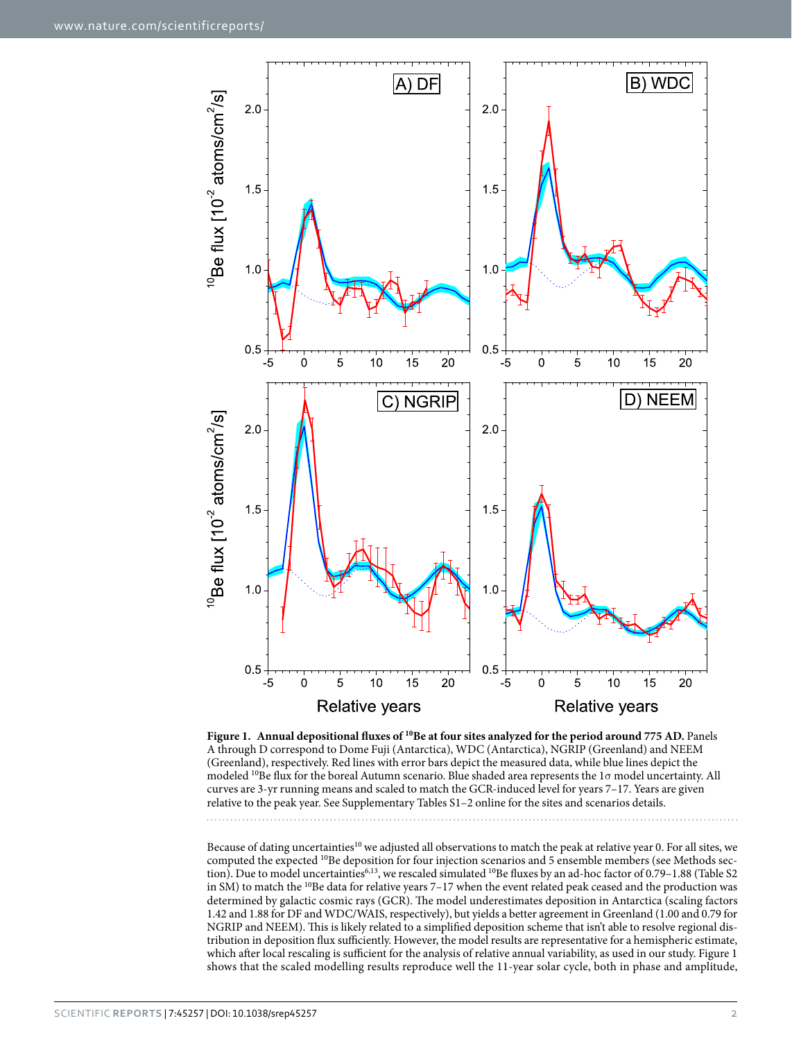A) DF

B) WDC

C) NGRIP

D) NEEM

$^{10}$Be flux [$10^{-2}$ atoms/cm$^2$/s]

2.0

1.5

1.0

0.5

-5 0 5 10 15 20

Relative years

**Figure 1. Annual depositional fluxes of $^{10}$Be at four sites analyzed for the period around 775 AD.** Panels A through D correspond to Dome Fuji (Antarctica), WDC (Antarctica), NGRIP (Greenland) and NEEM (Greenland), respectively. Red lines with error bars depict the measured data, while blue lines depict the modeled $^{10}$Be flux for the boreal Autumn scenario. Blue shaded area represents the 1σ model uncertainty. All curves are 3-yr running means and scaled to match the GCR-induced level for years 7–17. Years are given relative to the peak year. See Supplementary Tables S1–2 online for the sites and scenarios details.

Because of dating uncertainties[10] we adjusted all observations to match the peak at relative year 0. For all sites, we computed the expected $^{10}$Be deposition for four injection scenarios and 5 ensemble members (see Methods section). Due to model uncertainties[6,13], we rescaled simulated $^{10}$Be fluxes by an ad-hoc factor of 0.79–1.88 (Table S2 in SM) to match the $^{10}$Be data for relative years 7–17 when the event related peak ceased and the production was determined by galactic cosmic rays (GCR). The model underestimates deposition in Antarctica (scaling factors 1.42 and 1.88 for DF and WDC/WAIS, respectively), but yields a better agreement in Greenland (1.00 and 0.79 for NGRIP and NEEM). This is likely related to a simplified deposition scheme that isn't able to resolve regional distribution in deposition flux sufficiently. However, the model results are representative for a hemispheric estimate, which after local rescaling is sufficient for the analysis of relative annual variability, as used in our study. Figure 1 shows that the scaled modelling results reproduce well the 11-year solar cycle, both in phase and amplitude,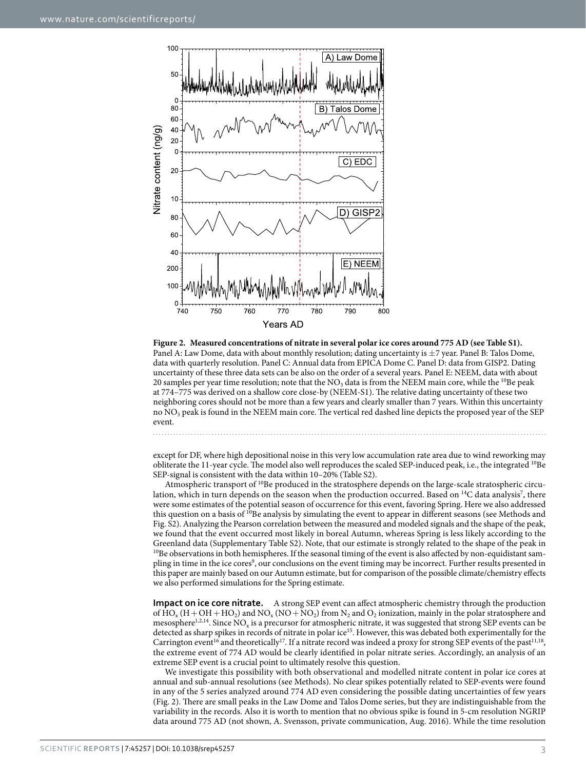Nitrate content (ng/g)

A) Law Dome

B) Talos Dome

C) EDC

D) GISP2

E) NEEM

Years AD

740 750 760 770 780 790 800

**Figure 2. Measured concentrations of nitrate in several polar ice cores around 775 AD (see Table S1).** Panel A: Law Dome, data with about monthly resolution; dating uncertainty is ±7 year. Panel B: Talos Dome, data with quarterly resolution. Panel C: Annual data from EPICA Dome C. Panel D: data from GISP2. Dating uncertainty of these three data sets can be also on the order of a several years. Panel E: NEEM, data with about 20 samples per year time resolution; note that the $NO_3$ data is from the NEEM main core, while the $^{10}Be$ peak at 774–775 was derived on a shallow core close-by (NEEM-S1). The relative dating uncertainty of these two neighboring cores should not be more than a few years and clearly smaller than 7 years. Within this uncertainty no $NO_3$ peak is found in the NEEM main core. The vertical red dashed line depicts the proposed year of the SEP event.

except for DF, where high depositional noise in this very low accumulation rate area due to wind reworking may obliterate the 11-year cycle. The model also well reproduces the scaled SEP-induced peak, i.e., the integrated $^{10}Be$ SEP-signal is consistent with the data within 10–20% (Table S2).

Atmospheric transport of $^{10}Be$ produced in the stratosphere depends on the large-scale stratospheric circulation, which in turn depends on the season when the production occurred. Based on $^{14}C$ data analysis[7], there were some estimates of the potential season of occurrence for this event, favoring Spring. Here we also addressed this question on a basis of $^{10}Be$ analysis by simulating the event to appear in different seasons (see Methods and Fig. S2). Analyzing the Pearson correlation between the measured and modeled signals and the shape of the peak, we found that the event occurred most likely in boreal Autumn, whereas Spring is less likely according to the Greenland data (Supplementary Table S2). Note, that our estimate is strongly related to the shape of the peak in $^{10}Be$ observations in both hemispheres. If the seasonal timing of the event is also affected by non-equidistant sampling in time in the ice cores[9], our conclusions on the event timing may be incorrect. Further results presented in this paper are mainly based on our Autumn estimate, but for comparison of the possible climate/chemistry effects we also performed simulations for the Spring estimate.

**Impact on ice core nitrate.** A strong SEP event can affect atmospheric chemistry through the production of $HO_x$ ($H + OH + HO_2$) and $NO_x$ ($NO + NO_2$) from $N_2$ and $O_2$ ionization, mainly in the polar stratosphere and mesosphere[1,2,14]. Since $NO_x$ is a precursor for atmospheric nitrate, it was suggested that strong SEP events can be detected as sharp spikes in records of nitrate in polar ice[15]. However, this was debated both experimentally for the Carrington event[16] and theoretically[17]. If a nitrate record was indeed a proxy for strong SEP events of the past[11,18], the extreme event of 774 AD would be clearly identified in polar nitrate series. Accordingly, an analysis of an extreme SEP event is a crucial point to ultimately resolve this question.

We investigate this possibility with both observational and modelled nitrate content in polar ice cores at annual and sub-annual resolutions (see Methods). No clear spikes potentially related to SEP-events were found in any of the 5 series analyzed around 774 AD even considering the possible dating uncertainties of few years (Fig. 2). There are small peaks in the Law Dome and Talos Dome series, but they are indistinguishable from the variability in the records. Also it is worth to mention that no obvious spike is found in 5-cm resolution NGRIP data around 775 AD (not shown, A. Svensson, private communication, Aug. 2016). While the time resolution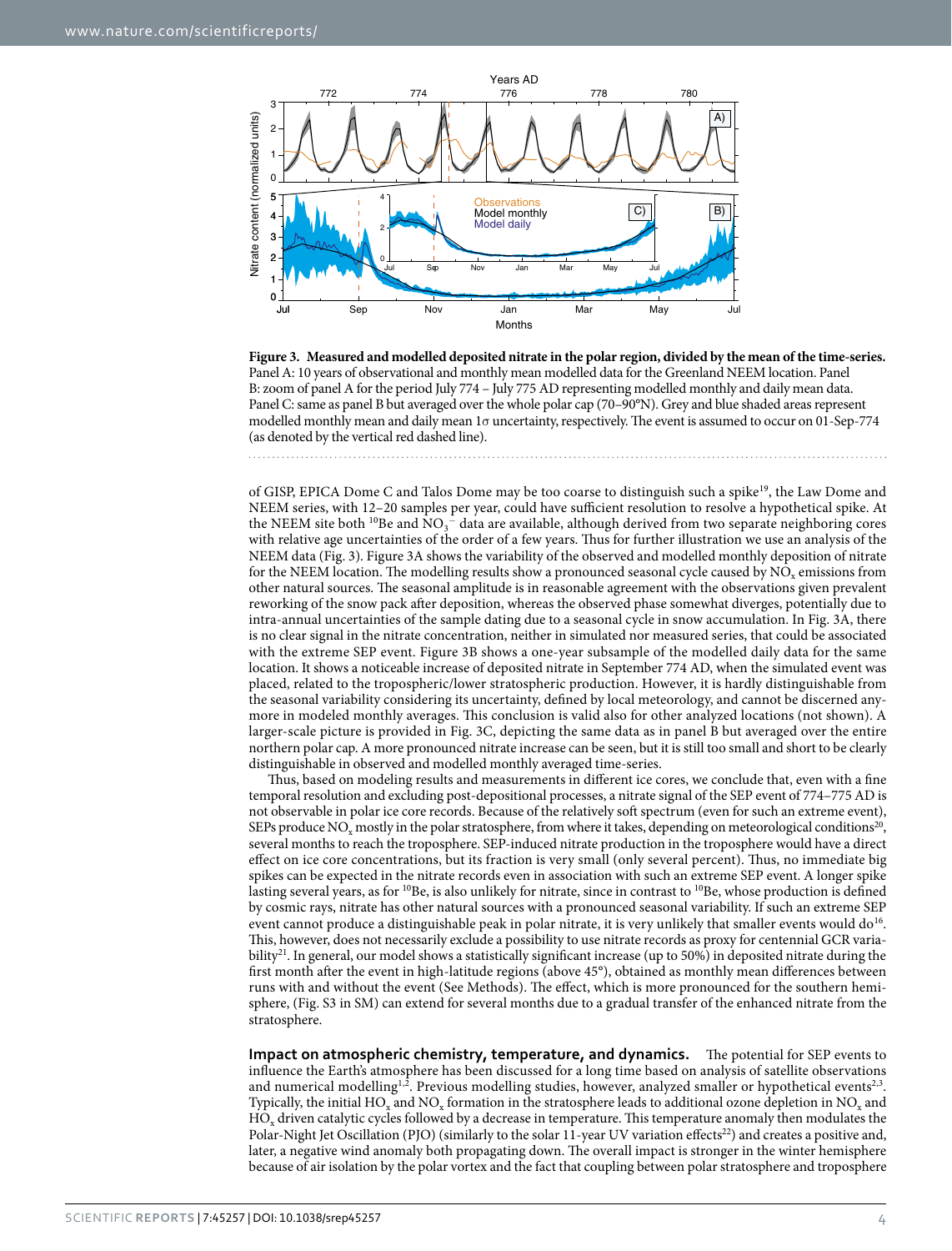Years AD

772 774 776 778 780

A)

Nitrate content (normalized units)

B)

C)

Observations
Model monthly
Model daily

Jul Sep Nov Jan Mar May Jul

Months

**Figure 3. Measured and modelled deposited nitrate in the polar region, divided by the mean of the time-series.** Panel A: 10 years of observational and monthly mean modelled data for the Greenland NEEM location. Panel B: zoom of panel A for the period July 774 – July 775 AD representing modelled monthly and daily mean data. Panel C: same as panel B but averaged over the whole polar cap (70–90°N). Grey and blue shaded areas represent modelled monthly mean and daily mean 1σ uncertainty, respectively. The event is assumed to occur on 01-Sep-774 (as denoted by the vertical red dashed line).

of GISP, EPICA Dome C and Talos Dome may be too coarse to distinguish such a spike[19], the Law Dome and NEEM series, with 12–20 samples per year, could have sufficient resolution to resolve a hypothetical spike. At the NEEM site both $^{10}Be$ and $NO_3^-$ data are available, although derived from two separate neighboring cores with relative age uncertainties of the order of a few years. Thus for further illustration we use an analysis of the NEEM data (Fig. 3). Figure 3A shows the variability of the observed and modelled monthly deposition of nitrate for the NEEM location. The modelling results show a pronounced seasonal cycle caused by $NO_x$ emissions from other natural sources. The seasonal amplitude is in reasonable agreement with the observations given prevalent reworking of the snow pack after deposition, whereas the observed phase somewhat diverges, potentially due to intra-annual uncertainties of the sample dating due to a seasonal cycle in snow accumulation. In Fig. 3A, there is no clear signal in the nitrate concentration, neither in simulated nor measured series, that could be associated with the extreme SEP event. Figure 3B shows a one-year subsample of the modelled daily data for the same location. It shows a noticeable increase of deposited nitrate in September 774 AD, when the simulated event was placed, related to the tropospheric/lower stratospheric production. However, it is hardly distinguishable from the seasonal variability considering its uncertainty, defined by local meteorology, and cannot be discerned anymore in modeled monthly averages. This conclusion is valid also for other analyzed locations (not shown). A larger-scale picture is provided in Fig. 3C, depicting the same data as in panel B but averaged over the entire northern polar cap. A more pronounced nitrate increase can be seen, but it is still too small and short to be clearly distinguishable in observed and modelled monthly averaged time-series.

Thus, based on modeling results and measurements in different ice cores, we conclude that, even with a fine temporal resolution and excluding post-depositional processes, a nitrate signal of the SEP event of 774–775 AD is not observable in polar ice core records. Because of the relatively soft spectrum (even for such an extreme event), SEPs produce $NO_x$ mostly in the polar stratosphere, from where it takes, depending on meteorological conditions[20], several months to reach the troposphere. SEP-induced nitrate production in the troposphere would have a direct effect on ice core concentrations, but its fraction is very small (only several percent). Thus, no immediate big spikes can be expected in the nitrate records even in association with such an extreme SEP event. A longer spike lasting several years, as for $^{10}Be$, is also unlikely for nitrate, since in contrast to $^{10}Be$, whose production is defined by cosmic rays, nitrate has other natural sources with a pronounced seasonal variability. If such an extreme SEP event cannot produce a distinguishable peak in polar nitrate, it is very unlikely that smaller events would do[16]. This, however, does not necessarily exclude a possibility to use nitrate records as proxy for centennial GCR variability[21]. In general, our model shows a statistically significant increase (up to 50%) in deposited nitrate during the first month after the event in high-latitude regions (above 45°), obtained as monthly mean differences between runs with and without the event (See Methods). The effect, which is more pronounced for the southern hemisphere, (Fig. S3 in SM) can extend for several months due to a gradual transfer of the enhanced nitrate from the stratosphere.

**Impact on atmospheric chemistry, temperature, and dynamics.** The potential for SEP events to influence the Earth's atmosphere has been discussed for a long time based on analysis of satellite observations and numerical modelling[1,2]. Previous modelling studies, however, analyzed smaller or hypothetical events[2,3]. Typically, the initial $HO_x$ and $NO_x$ formation in the stratosphere leads to additional ozone depletion in $NO_x$ and $HO_x$ driven catalytic cycles followed by a decrease in temperature. This temperature anomaly then modulates the Polar-Night Jet Oscillation (PJO) (similarly to the solar 11-year UV variation effects[22]) and creates a positive and, later, a negative wind anomaly both propagating down. The overall impact is stronger in the winter hemisphere because of air isolation by the polar vortex and the fact that coupling between polar stratosphere and troposphere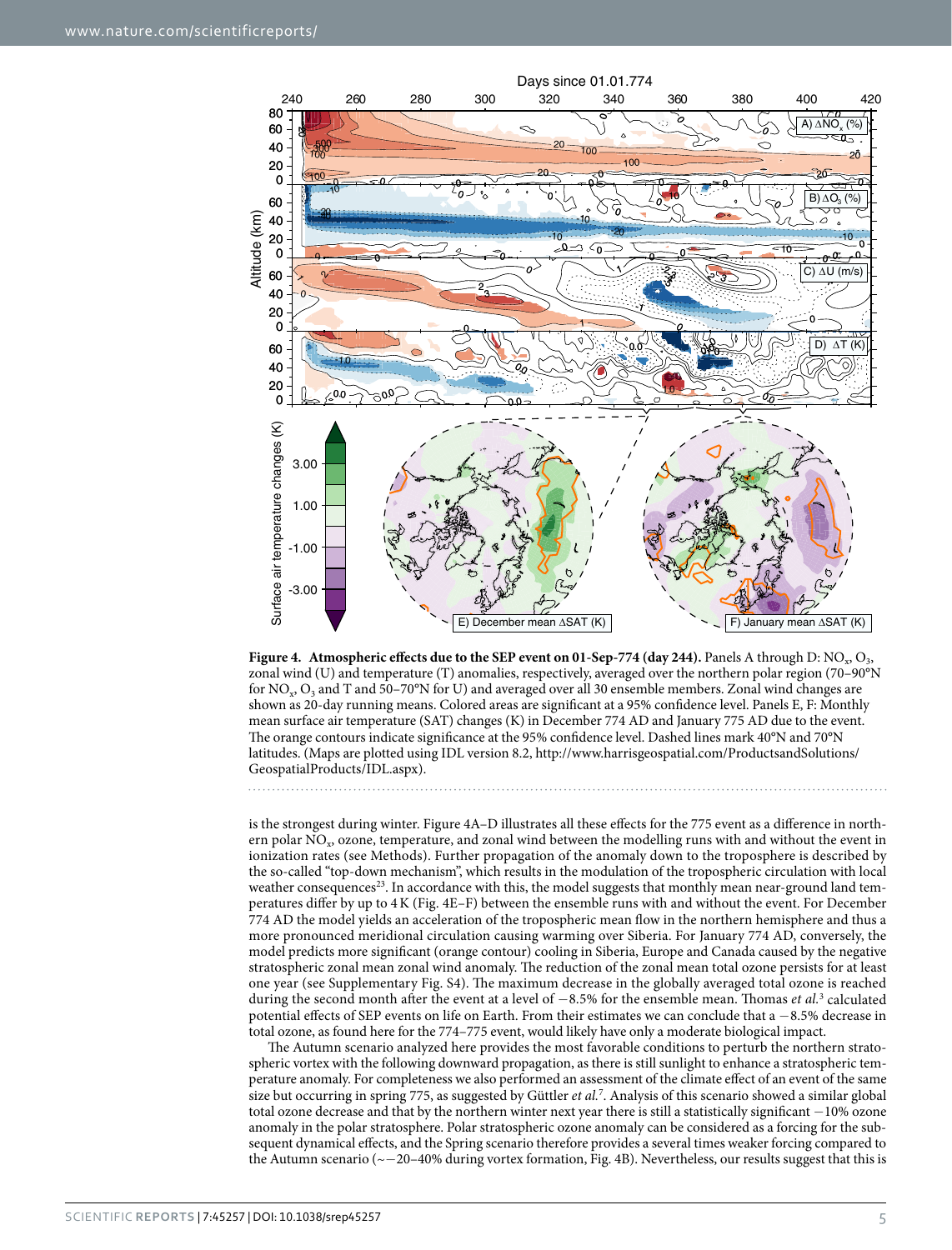Days since 01.01.774

240 260 280 300 320 340 360 380 400 420

Altitude (km)

A) $\Delta NO_x$ (%)

B) $\Delta O_3$ (%)

C) $\Delta U$ (m/s)

D) $\Delta T$ (K)

Surface air temperature changes (K)

3.00 1.00 -1.00 -3.00

E) December mean ΔSAT (K)

F) January mean ΔSAT (K)

**Figure 4. Atmospheric effects due to the SEP event on 01-Sep-774 (day 244).** Panels A through D: $NO_x$, $O_3$, zonal wind (U) and temperature (T) anomalies, respectively, averaged over the northern polar region (70–90°N for $NO_x$, $O_3$ and T and 50–70°N for U) and averaged over all 30 ensemble members. Zonal wind changes are shown as 20-day running means. Colored areas are significant at a 95% confidence level. Panels E, F: Monthly mean surface air temperature (SAT) changes (K) in December 774 AD and January 775 AD due to the event. The orange contours indicate significance at the 95% confidence level. Dashed lines mark 40°N and 70°N latitudes. (Maps are plotted using IDL version 8.2, http://www.harrisgeospatial.com/ProductsandSolutions/GeospatialProducts/IDL.aspx).

is the strongest during winter. Figure 4A–D illustrates all these effects for the 775 event as a difference in northern polar $NO_x$, ozone, temperature, and zonal wind between the modelling runs with and without the event in ionization rates (see Methods). Further propagation of the anomaly down to the troposphere is described by the so-called "top-down mechanism", which results in the modulation of the tropospheric circulation with local weather consequences[23]. In accordance with this, the model suggests that monthly mean near-ground land temperatures differ by up to 4 K (Fig. 4E–F) between the ensemble runs with and without the event. For December 774 AD the model yields an acceleration of the tropospheric mean flow in the northern hemisphere and thus a more pronounced meridional circulation causing warming over Siberia. For January 774 AD, conversely, the model predicts more significant (orange contour) cooling in Siberia, Europe and Canada caused by the negative stratospheric zonal mean zonal wind anomaly. The reduction of the zonal mean total ozone persists for at least one year (see Supplementary Fig. S4). The maximum decrease in the globally averaged total ozone is reached during the second month after the event at a level of −8.5% for the ensemble mean. Thomas *et al.*[3] calculated potential effects of SEP events on life on Earth. From their estimates we can conclude that a −8.5% decrease in total ozone, as found here for the 774–775 event, would likely have only a moderate biological impact.

The Autumn scenario analyzed here provides the most favorable conditions to perturb the northern stratospheric vortex with the following downward propagation, as there is still sunlight to enhance a stratospheric temperature anomaly. For completeness we also performed an assessment of the climate effect of an event of the same size but occurring in spring 775, as suggested by Güttler *et al.*[7]. Analysis of this scenario showed a similar global total ozone decrease and that by the northern winter next year there is still a statistically significant −10% ozone anomaly in the polar stratosphere. Polar stratospheric ozone anomaly can be considered as a forcing for the subsequent dynamical effects, and the Spring scenario therefore provides a several times weaker forcing compared to the Autumn scenario (~−20–40% during vortex formation, Fig. 4B). Nevertheless, our results suggest that this is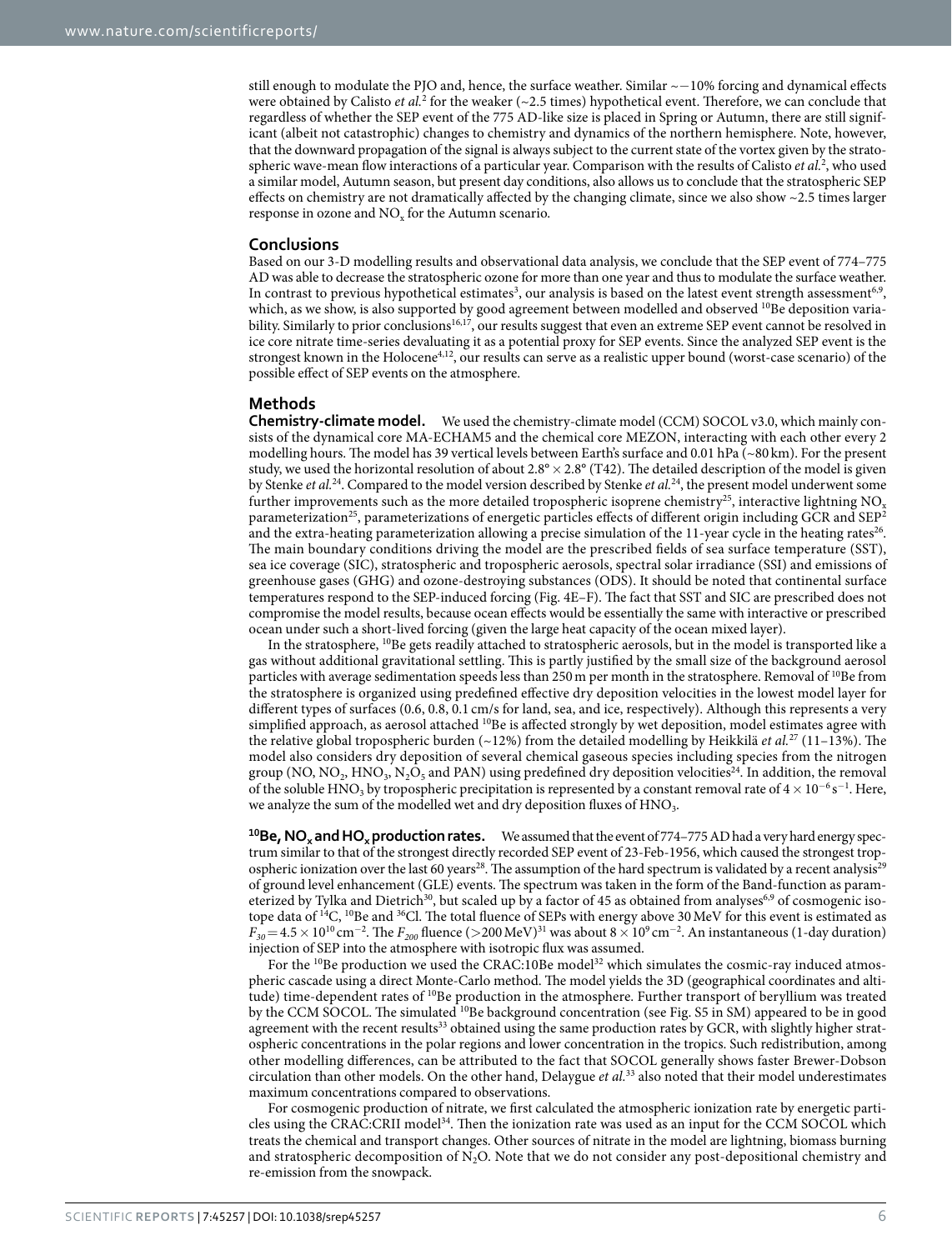still enough to modulate the PJO and, hence, the surface weather. Similar ~−10% forcing and dynamical effects were obtained by Calisto *et al.*[2] for the weaker (~2.5 times) hypothetical event. Therefore, we can conclude that regardless of whether the SEP event of the 775 AD-like size is placed in Spring or Autumn, there are still significant (albeit not catastrophic) changes to chemistry and dynamics of the northern hemisphere. Note, however, that the downward propagation of the signal is always subject to the current state of the vortex given by the stratospheric wave-mean flow interactions of a particular year. Comparison with the results of Calisto *et al.*[2], who used a similar model, Autumn season, but present day conditions, also allows us to conclude that the stratospheric SEP effects on chemistry are not dramatically affected by the changing climate, since we also show ~2.5 times larger response in ozone and $NO_x$ for the Autumn scenario.

## Conclusions

Based on our 3-D modelling results and observational data analysis, we conclude that the SEP event of 774–775 AD was able to decrease the stratospheric ozone for more than one year and thus to modulate the surface weather. In contrast to previous hypothetical estimates[3], our analysis is based on the latest event strength assessment[6,9], which, as we show, is also supported by good agreement between modelled and observed $^{10}Be$ deposition variability. Similarly to prior conclusions[16,17], our results suggest that even an extreme SEP event cannot be resolved in ice core nitrate time-series devaluating it as a potential proxy for SEP events. Since the analyzed SEP event is the strongest known in the Holocene[4,12], our results can serve as a realistic upper bound (worst-case scenario) of the possible effect of SEP events on the atmosphere.

## Methods

**Chemistry-climate model.** We used the chemistry-climate model (CCM) SOCOL v3.0, which mainly consists of the dynamical core MA-ECHAM5 and the chemical core MEZON, interacting with each other every 2 modelling hours. The model has 39 vertical levels between Earth's surface and 0.01 hPa (~80 km). For the present study, we used the horizontal resolution of about 2.8° × 2.8° (T42). The detailed description of the model is given by Stenke *et al.*[24]. Compared to the model version described by Stenke *et al.*[24], the present model underwent some further improvements such as the more detailed tropospheric isoprene chemistry[25], interactive lightning $NO_x$ parameterization[25], parameterizations of energetic particles effects of different origin including GCR and SEP[2] and the extra-heating parameterization allowing a precise simulation of the 11-year cycle in the heating rates[26]. The main boundary conditions driving the model are the prescribed fields of sea surface temperature (SST), sea ice coverage (SIC), stratospheric and tropospheric aerosols, spectral solar irradiance (SSI) and emissions of greenhouse gases (GHG) and ozone-destroying substances (ODS). It should be noted that continental surface temperatures respond to the SEP-induced forcing (Fig. 4E–F). The fact that SST and SIC are prescribed does not compromise the model results, because ocean effects would be essentially the same with interactive or prescribed ocean under such a short-lived forcing (given the large heat capacity of the ocean mixed layer).

In the stratosphere, $^{10}Be$ gets readily attached to stratospheric aerosols, but in the model is transported like a gas without additional gravitational settling. This is partly justified by the small size of the background aerosol particles with average sedimentation speeds less than 250 m per month in the stratosphere. Removal of $^{10}Be$ from the stratosphere is organized using predefined effective dry deposition velocities in the lowest model layer for different types of surfaces (0.6, 0.8, 0.1 cm/s for land, sea, and ice, respectively). Although this represents a very simplified approach, as aerosol attached $^{10}Be$ is affected strongly by wet deposition, model estimates agree with the relative global tropospheric burden (~12%) from the detailed modelling by Heikkilä *et al.*[27] (11–13%). The model also considers dry deposition of several chemical gaseous species including species from the nitrogen group (NO, $NO_2$, $HNO_3$, $N_2O_5$ and PAN) using predefined dry deposition velocities[24]. In addition, the removal of the soluble $HNO_3$ by tropospheric precipitation is represented by a constant removal rate of $4 \times 10^{-6}\,s^{-1}$. Here, we analyze the sum of the modelled wet and dry deposition fluxes of $HNO_3$.

**$^{10}Be$, $NO_x$ and $HO_x$ production rates.** We assumed that the event of 774–775 AD had a very hard energy spectrum similar to that of the strongest directly recorded SEP event of 23-Feb-1956, which caused the strongest tropospheric ionization over the last 60 years[28]. The assumption of the hard spectrum is validated by a recent analysis[29] of ground level enhancement (GLE) events. The spectrum was taken in the form of the Band-function as parameterized by Tylka and Dietrich[30], but scaled up by a factor of 45 as obtained from analyses[6,9] of cosmogenic isotope data of $^{14}C$, $^{10}Be$ and $^{36}Cl$. The total fluence of SEPs with energy above 30 MeV for this event is estimated as $F_{30} = 4.5 \times 10^{10}\,cm^{-2}$. The $F_{200}$ fluence (>200 MeV)[31] was about $8 \times 10^{9}\,cm^{-2}$. An instantaneous (1-day duration) injection of SEP into the atmosphere with isotropic flux was assumed.

For the $^{10}Be$ production we used the CRAC:10Be model[32] which simulates the cosmic-ray induced atmospheric cascade using a direct Monte-Carlo method. The model yields the 3D (geographical coordinates and altitude) time-dependent rates of $^{10}Be$ production in the atmosphere. Further transport of beryllium was treated by the CCM SOCOL. The simulated $^{10}Be$ background concentration (see Fig. S5 in SM) appeared to be in good agreement with the recent results[33] obtained using the same production rates by GCR, with slightly higher stratospheric concentrations in the polar regions and lower concentration in the tropics. Such redistribution, among other modelling differences, can be attributed to the fact that SOCOL generally shows faster Brewer-Dobson circulation than other models. On the other hand, Delaygue *et al.*[33] also noted that their model underestimates maximum concentrations compared to observations.

For cosmogenic production of nitrate, we first calculated the atmospheric ionization rate by energetic particles using the CRAC:CRII model[34]. Then the ionization rate was used as an input for the CCM SOCOL which treats the chemical and transport changes. Other sources of nitrate in the model are lightning, biomass burning and stratospheric decomposition of $N_2O$. Note that we do not consider any post-depositional chemistry and re-emission from the snowpack.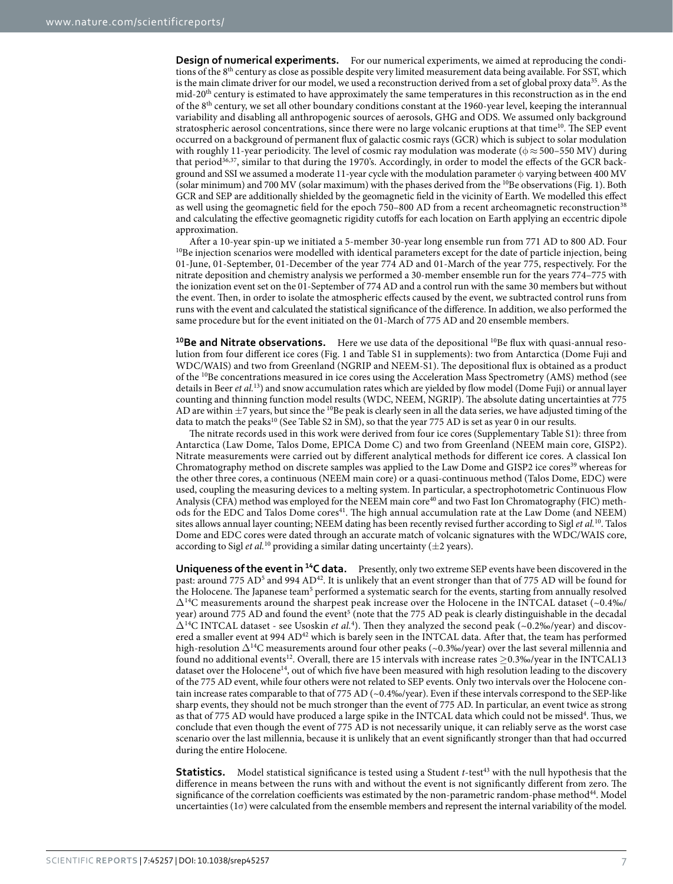**Design of numerical experiments.** For our numerical experiments, we aimed at reproducing the conditions of the 8th century as close as possible despite very limited measurement data being available. For SST, which is the main climate driver for our model, we used a reconstruction derived from a set of global proxy data[35]. As the mid-20th century is estimated to have approximately the same temperatures in this reconstruction as in the end of the 8th century, we set all other boundary conditions constant at the 1960-year level, keeping the interannual variability and disabling all anthropogenic sources of aerosols, GHG and ODS. We assumed only background stratospheric aerosol concentrations, since there were no large volcanic eruptions at that time[10]. The SEP event occurred on a background of permanent flux of galactic cosmic rays (GCR) which is subject to solar modulation with roughly 11-year periodicity. The level of cosmic ray modulation was moderate ($\phi \approx 500$–$550$ MV) during that period[36,37], similar to that during the 1970's. Accordingly, in order to model the effects of the GCR background and SSI we assumed a moderate 11-year cycle with the modulation parameter $\phi$ varying between 400 MV (solar minimum) and 700 MV (solar maximum) with the phases derived from the $^{10}$Be observations (Fig. 1). Both GCR and SEP are additionally shielded by the geomagnetic field in the vicinity of Earth. We modelled this effect as well using the geomagnetic field for the epoch 750–800 AD from a recent archeomagnetic reconstruction[38] and calculating the effective geomagnetic rigidity cutoffs for each location on Earth applying an eccentric dipole approximation.

After a 10-year spin-up we initiated a 5-member 30-year long ensemble run from 771 AD to 800 AD. Four $^{10}$Be injection scenarios were modelled with identical parameters except for the date of particle injection, being 01-June, 01-September, 01-December of the year 774 AD and 01-March of the year 775, respectively. For the nitrate deposition and chemistry analysis we performed a 30-member ensemble run for the years 774–775 with the ionization event set on the 01-September of 774 AD and a control run with the same 30 members but without the event. Then, in order to isolate the atmospheric effects caused by the event, we subtracted control runs from runs with the event and calculated the statistical significance of the difference. In addition, we also performed the same procedure but for the event initiated on the 01-March of 775 AD and 20 ensemble members.

**$^{10}$Be and Nitrate observations.** Here we use data of the depositional $^{10}$Be flux with quasi-annual resolution from four different ice cores (Fig. 1 and Table S1 in supplements): two from Antarctica (Dome Fuji and WDC/WAIS) and two from Greenland (NGRIP and NEEM-S1). The depositional flux is obtained as a product of the $^{10}$Be concentrations measured in ice cores using the Acceleration Mass Spectrometry (AMS) method (see details in Beer *et al.*[13]) and snow accumulation rates which are yielded by flow model (Dome Fuji) or annual layer counting and thinning function model results (WDC, NEEM, NGRIP). The absolute dating uncertainties at 775 AD are within $\pm$7 years, but since the $^{10}$Be peak is clearly seen in all the data series, we have adjusted timing of the data to match the peaks[10] (See Table S2 in SM), so that the year 775 AD is set as year 0 in our results.

The nitrate records used in this work were derived from four ice cores (Supplementary Table S1): three from Antarctica (Law Dome, Talos Dome, EPICA Dome C) and two from Greenland (NEEM main core, GISP2). Nitrate measurements were carried out by different analytical methods for different ice cores. A classical Ion Chromatography method on discrete samples was applied to the Law Dome and GISP2 ice cores[39] whereas for the other three cores, a continuous (NEEM main core) or a quasi-continuous method (Talos Dome, EDC) were used, coupling the measuring devices to a melting system. In particular, a spectrophotometric Continuous Flow Analysis (CFA) method was employed for the NEEM main core[40] and two Fast Ion Chromatography (FIC) methods for the EDC and Talos Dome cores[41]. The high annual accumulation rate at the Law Dome (and NEEM) sites allows annual layer counting; NEEM dating has been recently revised further according to Sigl *et al.*[10]. Talos Dome and EDC cores were dated through an accurate match of volcanic signatures with the WDC/WAIS core, according to Sigl *et al.*[10] providing a similar dating uncertainty ($\pm$2 years).

**Uniqueness of the event in $^{14}$C data.** Presently, only two extreme SEP events have been discovered in the past: around 775 AD[5] and 994 AD[42]. It is unlikely that an event stronger than that of 775 AD will be found for the Holocene. The Japanese team[5] performed a systematic search for the events, starting from annually resolved $\Delta^{14}$C measurements around the sharpest peak increase over the Holocene in the INTCAL dataset (~0.4‰/year) around 775 AD and found the event[5] (note that the 775 AD peak is clearly distinguishable in the decadal $\Delta^{14}$C INTCAL dataset - see Usoskin *et al.*[4]). Then they analyzed the second peak (~0.2‰/year) and discovered a smaller event at 994 AD[42] which is barely seen in the INTCAL data. After that, the team has performed high-resolution $\Delta^{14}$C measurements around four other peaks (~0.3‰/year) over the last several millennia and found no additional events[12]. Overall, there are 15 intervals with increase rates $\geq$0.3‰/year in the INTCAL13 dataset over the Holocene[14], out of which five have been measured with high resolution leading to the discovery of the 775 AD event, while four others were not related to SEP events. Only two intervals over the Holocene contain increase rates comparable to that of 775 AD (~0.4‰/year). Even if these intervals correspond to the SEP-like sharp events, they should not be much stronger than the event of 775 AD. In particular, an event twice as strong as that of 775 AD would have produced a large spike in the INTCAL data which could not be missed[4]. Thus, we conclude that even though the event of 775 AD is not necessarily unique, it can reliably serve as the worst case scenario over the last millennia, because it is unlikely that an event significantly stronger than that had occurred during the entire Holocene.

**Statistics.** Model statistical significance is tested using a Student *t*-test[43] with the null hypothesis that the difference in means between the runs with and without the event is not significantly different from zero. The significance of the correlation coefficients was estimated by the non-parametric random-phase method[44]. Model uncertainties (1$\sigma$) were calculated from the ensemble members and represent the internal variability of the model.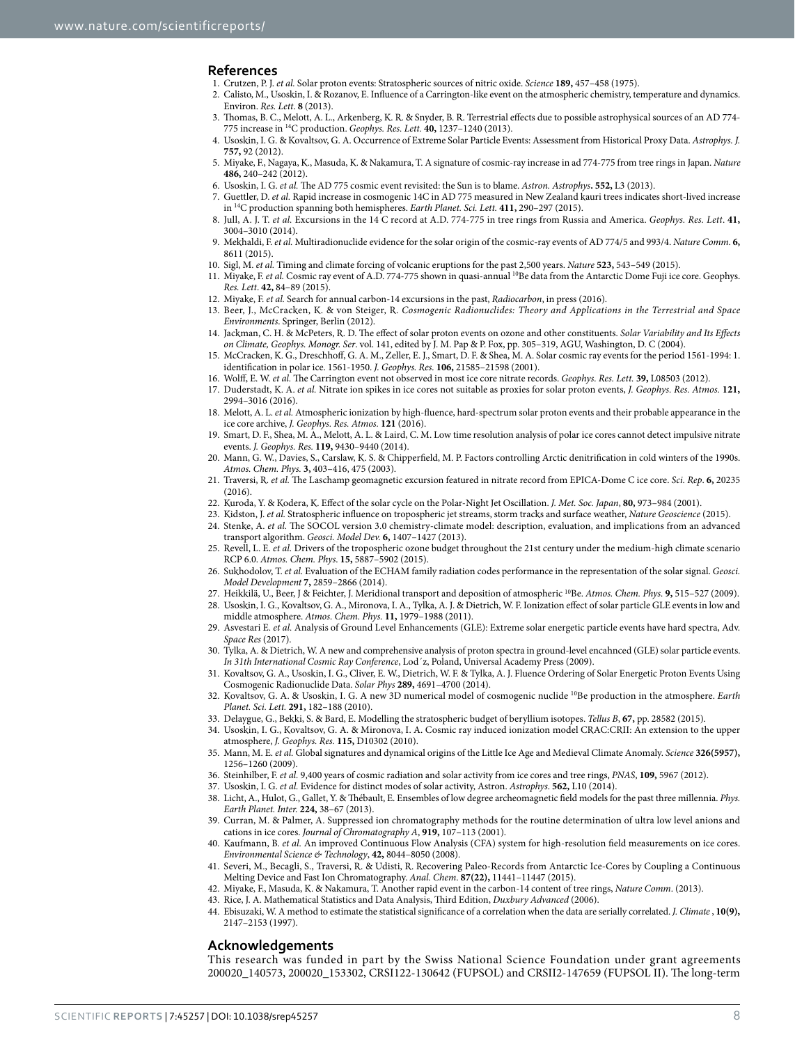## References

1. Crutzen, P. J. *et al.* Solar proton events: Stratospheric sources of nitric oxide. *Science* **189,** 457–458 (1975).
2. Calisto, M., Usoskin, I. & Rozanov, E. Influence of a Carrington-like event on the atmospheric chemistry, temperature and dynamics. Environ. *Res. Lett*. **8** (2013).
3. Thomas, B. C., Melott, A. L., Arkenberg, K. R. & Snyder, B. R. Terrestrial effects due to possible astrophysical sources of an AD 774-775 increase in $^{14}$C production. *Geophys. Res. Lett*. **40,** 1237–1240 (2013).
4. Usoskin, I. G. & Kovaltsov, G. A. Occurrence of Extreme Solar Particle Events: Assessment from Historical Proxy Data. *Astrophys. J.* **757,** 92 (2012).
5. Miyake, F., Nagaya, K., Masuda, K. & Nakamura, T. A signature of cosmic-ray increase in ad 774-775 from tree rings in Japan. *Nature* **486,** 240–242 (2012).
6. Usoskin, I. G. *et al.* The AD 775 cosmic event revisited: the Sun is to blame. *Astron. Astrophys***. 552,** L3 (2013).
7. Guettler, D. *et al.* Rapid increase in cosmogenic 14C in AD 775 measured in New Zealand kauri trees indicates short-lived increase in $^{14}$C production spanning both hemispheres. *Earth Planet. Sci. Lett.* **411,** 290–297 (2015).
8. Jull, A. J. T. *et al.* Excursions in the 14 C record at A.D. 774-775 in tree rings from Russia and America. *Geophys. Res. Lett*. **41,** 3004–3010 (2014).
9. Mekhaldi, F. *et al.* Multiradionuclide evidence for the solar origin of the cosmic-ray events of AD 774/5 and 993/4. *Nature Comm*. **6,** 8611 (2015).
10. Sigl, M. *et al.* Timing and climate forcing of volcanic eruptions for the past 2,500 years. *Nature* **523,** 543–549 (2015).
11. Miyake, F. *et al.* Cosmic ray event of A.D. 774-775 shown in quasi-annual $^{10}$Be data from the Antarctic Dome Fuji ice core. Geophys. *Res. Lett*. **42,** 84–89 (2015).
12. Miyake, F. *et al.* Search for annual carbon-14 excursions in the past, *Radiocarbon*, in press (2016).
13. Beer, J., McCracken, K. & von Steiger, R. *Cosmogenic Radionuclides: Theory and Applications in the Terrestrial and Space Environments*. Springer, Berlin (2012).
14. Jackman, C. H. & McPeters, R. D. The effect of solar proton events on ozone and other constituents. *Solar Variability and Its Effects on Climate, Geophys. Monogr. Ser*. vol. 141, edited by J. M. Pap & P. Fox, pp. 305–319, AGU, Washington, D. C (2004).
15. McCracken, K. G., Dreschhoff, G. A. M., Zeller, E. J., Smart, D. F. & Shea, M. A. Solar cosmic ray events for the period 1561-1994: 1. identification in polar ice. 1561-1950. *J. Geophys. Res.* **106,** 21585–21598 (2001).
16. Wolff, E. W. *et al.* The Carrington event not observed in most ice core nitrate records. *Geophys. Res. Lett.* **39,** L08503 (2012).
17. Duderstadt, K. A. *et al.* Nitrate ion spikes in ice cores not suitable as proxies for solar proton events, *J. Geophys. Res. Atmos.* **121,** 2994–3016 (2016).
18. Melott, A. L. *et al.* Atmospheric ionization by high-fluence, hard-spectrum solar proton events and their probable appearance in the ice core archive, *J. Geophys. Res. Atmos*. **121** (2016).
19. Smart, D. F., Shea, M. A., Melott, A. L. & Laird, C. M. Low time resolution analysis of polar ice cores cannot detect impulsive nitrate events. *J. Geophys. Res.* **119,** 9430–9440 (2014).
20. Mann, G. W., Davies, S., Carslaw, K. S. & Chipperfield, M. P. Factors controlling Arctic denitrification in cold winters of the 1990s. *Atmos. Chem. Phys.* **3,** 403–416, 475 (2003).
21. Traversi, R. *et al.* The Laschamp geomagnetic excursion featured in nitrate record from EPICA-Dome C ice core. *Sci. Rep*. **6,** 20235 (2016).
22. Kuroda, Y. & Kodera, K. Effect of the solar cycle on the Polar-Night Jet Oscillation. *J. Met. Soc. Japan*, **80,** 973–984 (2001).
23. Kidston, J. *et al.* Stratospheric influence on tropospheric jet streams, storm tracks and surface weather, *Nature Geoscience* (2015).
24. Stenke, A. *et al.* The SOCOL version 3.0 chemistry-climate model: description, evaluation, and implications from an advanced transport algorithm. *Geosci. Model Dev.* **6,** 1407–1427 (2013).
25. Revell, L. E. *et al.* Drivers of the tropospheric ozone budget throughout the 21st century under the medium-high climate scenario RCP 6.0. *Atmos. Chem. Phys*. **15,** 5887–5902 (2015).
26. Sukhodolov, T. *et al.* Evaluation of the ECHAM family radiation codes performance in the representation of the solar signal. *Geosci. Model Development* **7,** 2859–2866 (2014).
27. Heikkilä, U., Beer, J & Feichter, J. Meridional transport and deposition of atmospheric $^{10}$Be. *Atmos. Chem. Phys.* **9,** 515–527 (2009).
28. Usoskin, I. G., Kovaltsov, G. A., Mironova, I. A., Tylka, A. J. & Dietrich, W. F. Ionization effect of solar particle GLE events in low and middle atmosphere. *Atmos. Chem. Phys.* **11,** 1979–1988 (2011).
29. Asvestari E. *et al.* Analysis of Ground Level Enhancements (GLE): Extreme solar energetic particle events have hard spectra, Adv. *Space Res* (2017).
30. Tylka, A. & Dietrich, W. A new and comprehensive analysis of proton spectra in ground-level encahnced (GLE) solar particle events. *In 31th International Cosmic Ray Conference*, Lod´z, Poland, Universal Academy Press (2009).
31. Kovaltsov, G. A., Usoskin, I. G., Cliver, E. W., Dietrich, W. F. & Tylka, A. J. Fluence Ordering of Solar Energetic Proton Events Using Cosmogenic Radionuclide Data. *Solar Phys* **289,** 4691–4700 (2014).
32. Kovaltsov, G. A. & Usoskin, I. G. A new 3D numerical model of cosmogenic nuclide $^{10}$Be production in the atmosphere. *Earth Planet. Sci. Lett.* **291,** 182–188 (2010).
33. Delaygue, G., Bekki, S. & Bard, E. Modelling the stratospheric budget of beryllium isotopes. *Tellus B*, **67,** pp. 28582 (2015).
34. Usoskin, I. G., Kovaltsov, G. A. & Mironova, I. A. Cosmic ray induced ionization model CRAC:CRII: An extension to the upper atmosphere, *J. Geophys. Res.* **115,** D10302 (2010).
35. Mann, M. E. *et al.* Global signatures and dynamical origins of the Little Ice Age and Medieval Climate Anomaly. *Science* **326(5957),** 1256–1260 (2009).
36. Steinhilber, F. *et al.* 9,400 years of cosmic radiation and solar activity from ice cores and tree rings, *PNAS*, **109,** 5967 (2012).
37. Usoskin, I. G. *et al.* Evidence for distinct modes of solar activity, Astron. *Astrophys*. **562,** L10 (2014).
38. Licht, A., Hulot, G., Gallet, Y. & Thébault, E. Ensembles of low degree archeomagnetic field models for the past three millennia. *Phys. Earth Planet. Inter.* **224,** 38–67 (2013).
39. Curran, M. & Palmer, A. Suppressed ion chromatography methods for the routine determination of ultra low level anions and cations in ice cores. *Journal of Chromatography A*, **919,** 107–113 (2001).
40. Kaufmann, B. *et al.* An improved Continuous Flow Analysis (CFA) system for high-resolution field measurements on ice cores. *Environmental Science & Technology*, **42,** 8044–8050 (2008).
41. Severi, M., Becagli, S., Traversi, R. & Udisti, R. Recovering Paleo-Records from Antarctic Ice-Cores by Coupling a Continuous Melting Device and Fast Ion Chromatography. *Anal. Chem*. **87(22),** 11441–11447 (2015).
42. Miyake, F., Masuda, K. & Nakamura, T. Another rapid event in the carbon-14 content of tree rings, *Nature Comm*. (2013).
43. Rice, J. A. Mathematical Statistics and Data Analysis, Third Edition, *Duxbury Advanced* (2006).
44. Ebisuzaki, W. A method to estimate the statistical significance of a correlation when the data are serially correlated. *J. Climate* , **10(9),** 2147–2153 (1997).

## Acknowledgements

This research was funded in part by the Swiss National Science Foundation under grant agreements 200020_140573, 200020_153302, CRSI122-130642 (FUPSOL) and CRSII2-147659 (FUPSOL II). The long-term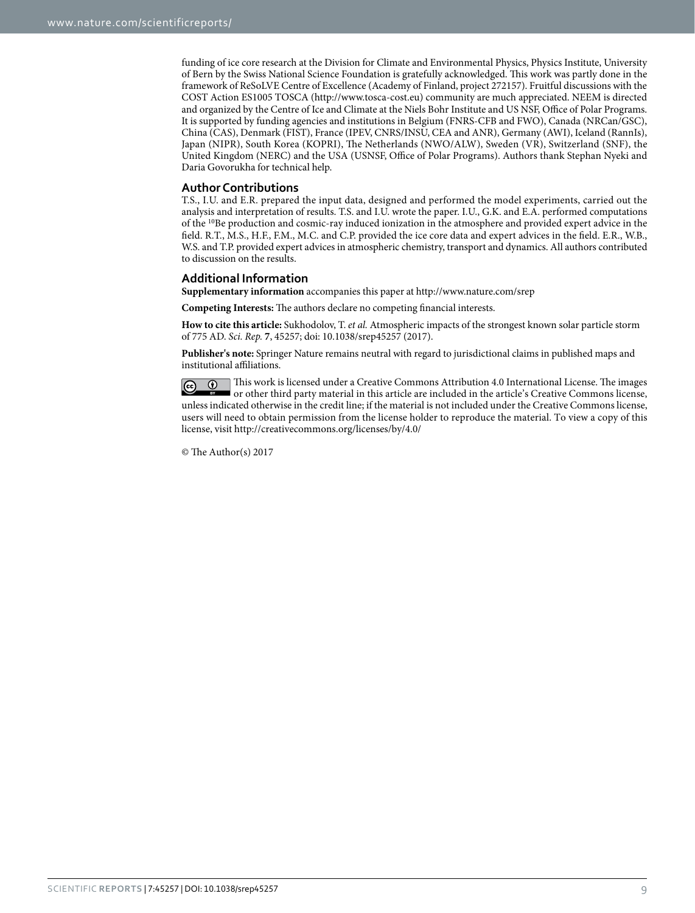funding of ice core research at the Division for Climate and Environmental Physics, Physics Institute, University of Bern by the Swiss National Science Foundation is gratefully acknowledged. This work was partly done in the framework of ReSoLVE Centre of Excellence (Academy of Finland, project 272157). Fruitful discussions with the COST Action ES1005 TOSCA (http://www.tosca-cost.eu) community are much appreciated. NEEM is directed and organized by the Centre of Ice and Climate at the Niels Bohr Institute and US NSF, Office of Polar Programs. It is supported by funding agencies and institutions in Belgium (FNRS-CFB and FWO), Canada (NRCan/GSC), China (CAS), Denmark (FIST), France (IPEV, CNRS/INSU, CEA and ANR), Germany (AWI), Iceland (RannIs), Japan (NIPR), South Korea (KOPRI), The Netherlands (NWO/ALW), Sweden (VR), Switzerland (SNF), the United Kingdom (NERC) and the USA (USNSF, Office of Polar Programs). Authors thank Stephan Nyeki and Daria Govorukha for technical help.

## Author Contributions

T.S., I.U. and E.R. prepared the input data, designed and performed the model experiments, carried out the analysis and interpretation of results. T.S. and I.U. wrote the paper. I.U., G.K. and E.A. performed computations of the $^{10}Be$ production and cosmic-ray induced ionization in the atmosphere and provided expert advice in the field. R.T., M.S., H.F., F.M., M.C. and C.P. provided the ice core data and expert advices in the field. E.R., W.B., W.S. and T.P. provided expert advices in atmospheric chemistry, transport and dynamics. All authors contributed to discussion on the results.

## Additional Information

**Supplementary information** accompanies this paper at http://www.nature.com/srep

**Competing Interests:** The authors declare no competing financial interests.

**How to cite this article:** Sukhodolov, T. *et al.* Atmospheric impacts of the strongest known solar particle storm of 775 AD. *Sci. Rep.* **7**, 45257; doi: 10.1038/srep45257 (2017).

**Publisher's note:** Springer Nature remains neutral with regard to jurisdictional claims in published maps and institutional affiliations.

This work is licensed under a Creative Commons Attribution 4.0 International License. The images or other third party material in this article are included in the article's Creative Commons license, unless indicated otherwise in the credit line; if the material is not included under the Creative Commons license, users will need to obtain permission from the license holder to reproduce the material. To view a copy of this license, visit http://creativecommons.org/licenses/by/4.0/

© The Author(s) 2017